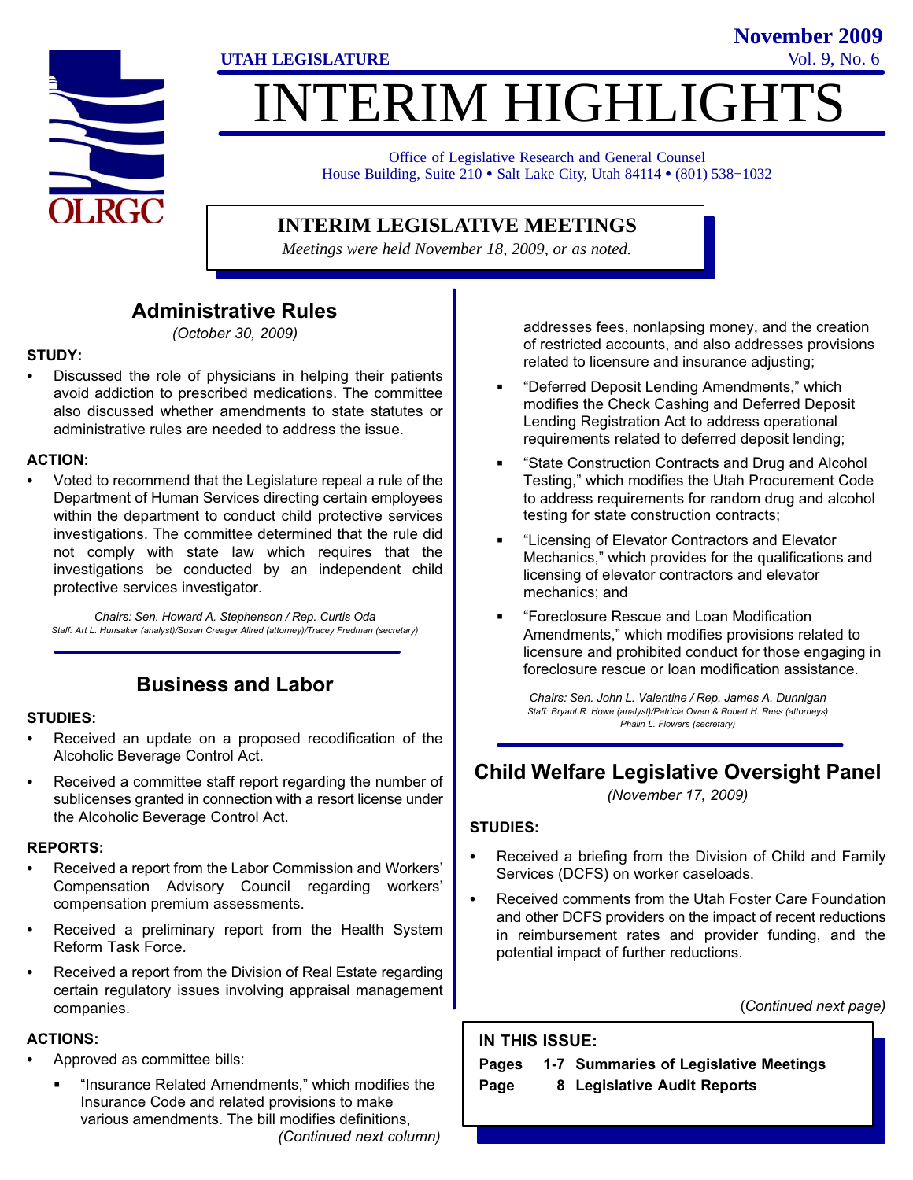UTAH LEGISLATURE

November 2009

# INTERIM HIGHLIGHTS

Office of Legislative Research and General Counsel
House Building, Suite 210 • Salt Lake City, Utah 84114 • (801) 538−1032

## INTERIM LEGISLATIVE MEETINGS

*Meetings were held November 18, 2009, or as noted.*

## Administrative Rules

*(October 30, 2009)*

**STUDY:**

- Discussed the role of physicians in helping their patients avoid addiction to prescribed medications. The committee also discussed whether amendments to state statutes or administrative rules are needed to address the issue.

**ACTION:**

- Voted to recommend that the Legislature repeal a rule of the Department of Human Services directing certain employees within the department to conduct child protective services investigations. The committee determined that the rule did not comply with state law which requires that the investigations be conducted by an independent child protective services investigator.

*Chairs: Sen. Howard A. Stephenson / Rep. Curtis Oda*
*Staff: Art L. Hunsaker (analyst)/Susan Creager Allred (attorney)/Tracey Fredman (secretary)*

## Business and Labor

**STUDIES:**

- Received an update on a proposed recodification of the Alcoholic Beverage Control Act.
- Received a committee staff report regarding the number of sublicenses granted in connection with a resort license under the Alcoholic Beverage Control Act.

**REPORTS:**

- Received a report from the Labor Commission and Workers' Compensation Advisory Council regarding workers' compensation premium assessments.
- Received a preliminary report from the Health System Reform Task Force.
- Received a report from the Division of Real Estate regarding certain regulatory issues involving appraisal management companies.

**ACTIONS:**

- Approved as committee bills:
  - "Insurance Related Amendments," which modifies the Insurance Code and related provisions to make various amendments. The bill modifies definitions, addresses fees, nonlapsing money, and the creation of restricted accounts, and also addresses provisions related to licensure and insurance adjusting;
  - "Deferred Deposit Lending Amendments," which modifies the Check Cashing and Deferred Deposit Lending Registration Act to address operational requirements related to deferred deposit lending;
  - "State Construction Contracts and Drug and Alcohol Testing," which modifies the Utah Procurement Code to address requirements for random drug and alcohol testing for state construction contracts;
  - "Licensing of Elevator Contractors and Elevator Mechanics," which provides for the qualifications and licensing of elevator contractors and elevator mechanics; and
  - "Foreclosure Rescue and Loan Modification Amendments," which modifies provisions related to licensure and prohibited conduct for those engaging in foreclosure rescue or loan modification assistance.

*Chairs: Sen. John L. Valentine / Rep. James A. Dunnigan*
*Staff: Bryant R. Howe (analyst)/Patricia Owen & Robert H. Rees (attorneys)*
*Phalin L. Flowers (secretary)*

## Child Welfare Legislative Oversight Panel

*(November 17, 2009)*

**STUDIES:**

- Received a briefing from the Division of Child and Family Services (DCFS) on worker caseloads.
- Received comments from the Utah Foster Care Foundation and other DCFS providers on the impact of recent reductions in reimbursement rates and provider funding, and the potential impact of further reductions.

(*Continued next page)*

**IN THIS ISSUE:**

**Pages 1-7 Summaries of Legislative Meetings**
**Page 8 Legislative Audit Reports**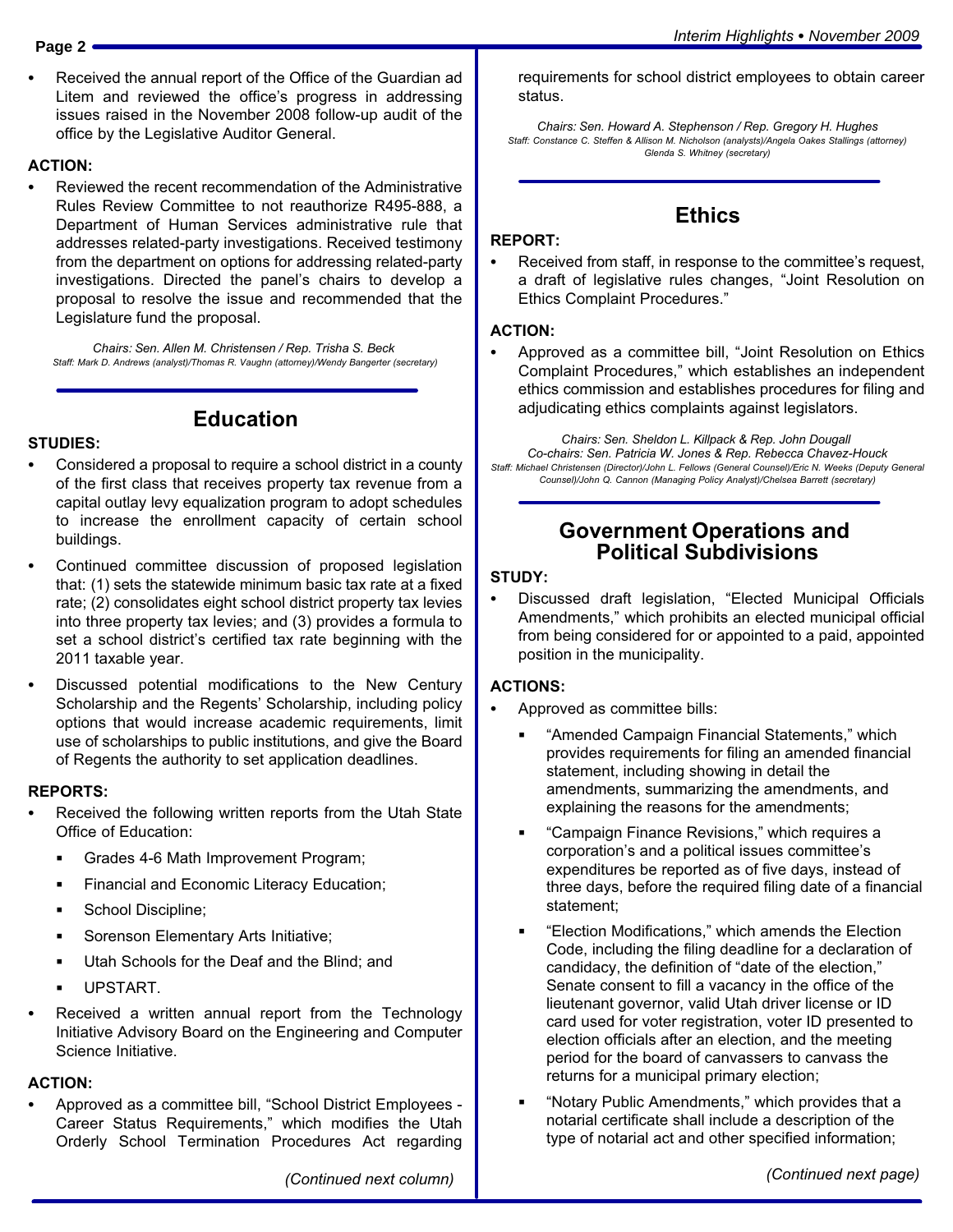- Received the annual report of the Office of the Guardian ad Litem and reviewed the office's progress in addressing issues raised in the November 2008 follow-up audit of the office by the Legislative Auditor General.

**ACTION:**

- Reviewed the recent recommendation of the Administrative Rules Review Committee to not reauthorize R495-888, a Department of Human Services administrative rule that addresses related-party investigations. Received testimony from the department on options for addressing related-party investigations. Directed the panel's chairs to develop a proposal to resolve the issue and recommended that the Legislature fund the proposal.

*Chairs: Sen. Allen M. Christensen / Rep. Trisha S. Beck*
*Staff: Mark D. Andrews (analyst)/Thomas R. Vaughn (attorney)/Wendy Bangerter (secretary)*

## Education

**STUDIES:**

- Considered a proposal to require a school district in a county of the first class that receives property tax revenue from a capital outlay levy equalization program to adopt schedules to increase the enrollment capacity of certain school buildings.
- Continued committee discussion of proposed legislation that: (1) sets the statewide minimum basic tax rate at a fixed rate; (2) consolidates eight school district property tax levies into three property tax levies; and (3) provides a formula to set a school district's certified tax rate beginning with the 2011 taxable year.
- Discussed potential modifications to the New Century Scholarship and the Regents' Scholarship, including policy options that would increase academic requirements, limit use of scholarships to public institutions, and give the Board of Regents the authority to set application deadlines.

**REPORTS:**

- Received the following written reports from the Utah State Office of Education:
  - Grades 4-6 Math Improvement Program;
  - Financial and Economic Literacy Education;
  - School Discipline;
  - Sorenson Elementary Arts Initiative;
  - Utah Schools for the Deaf and the Blind; and
  - UPSTART.
- Received a written annual report from the Technology Initiative Advisory Board on the Engineering and Computer Science Initiative.

**ACTION:**

- Approved as a committee bill, "School District Employees - Career Status Requirements," which modifies the Utah Orderly School Termination Procedures Act regarding requirements for school district employees to obtain career status.

*Chairs: Sen. Howard A. Stephenson / Rep. Gregory H. Hughes*
*Staff: Constance C. Steffen & Allison M. Nicholson (analysts)/Angela Oakes Stallings (attorney)/Glenda S. Whitney (secretary)*

## Ethics

**REPORT:**

- Received from staff, in response to the committee's request, a draft of legislative rules changes, "Joint Resolution on Ethics Complaint Procedures."

**ACTION:**

- Approved as a committee bill, "Joint Resolution on Ethics Complaint Procedures," which establishes an independent ethics commission and establishes procedures for filing and adjudicating ethics complaints against legislators.

*Chairs: Sen. Sheldon L. Killpack & Rep. John Dougall*
*Co-chairs: Sen. Patricia W. Jones & Rep. Rebecca Chavez-Houck*
*Staff: Michael Christensen (Director)/John L. Fellows (General Counsel)/Eric N. Weeks (Deputy General Counsel)/John Q. Cannon (Managing Policy Analyst)/Chelsea Barrett (secretary)*

## Government Operations and Political Subdivisions

**STUDY:**

- Discussed draft legislation, "Elected Municipal Officials Amendments," which prohibits an elected municipal official from being considered for or appointed to a paid, appointed position in the municipality.

**ACTIONS:**

- Approved as committee bills:
  - "Amended Campaign Financial Statements," which provides requirements for filing an amended financial statement, including showing in detail the amendments, summarizing the amendments, and explaining the reasons for the amendments;
  - "Campaign Finance Revisions," which requires a corporation's and a political issues committee's expenditures be reported as of five days, instead of three days, before the required filing date of a financial statement;
  - "Election Modifications," which amends the Election Code, including the filing deadline for a declaration of candidacy, the definition of "date of the election," Senate consent to fill a vacancy in the office of the lieutenant governor, valid Utah driver license or ID card used for voter registration, voter ID presented to election officials after an election, and the meeting period for the board of canvassers to canvass the returns for a municipal primary election;
  - "Notary Public Amendments," which provides that a notarial certificate shall include a description of the type of notarial act and other specified information;

*(Continued next page)*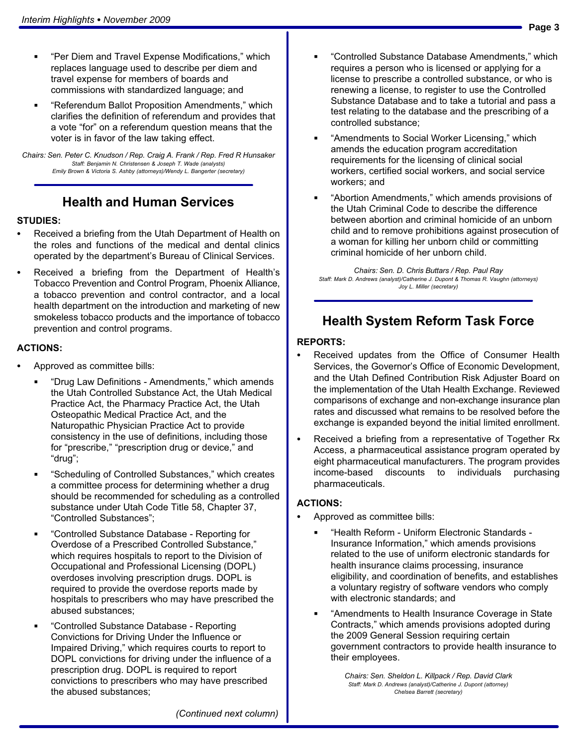- "Per Diem and Travel Expense Modifications," which replaces language used to describe per diem and travel expense for members of boards and commissions with standardized language; and
- "Referendum Ballot Proposition Amendments," which clarifies the definition of referendum and provides that a vote "for" on a referendum question means that the voter is in favor of the law taking effect.

*Chairs: Sen. Peter C. Knudson / Rep. Craig A. Frank / Rep. Fred R Hunsaker*
*Staff: Benjamin N. Christensen & Joseph T. Wade (analysts)*
*Emily Brown & Victoria S. Ashby (attorneys)/Wendy L. Bangerter (secretary)*

## Health and Human Services

**STUDIES:**

- Received a briefing from the Utah Department of Health on the roles and functions of the medical and dental clinics operated by the department's Bureau of Clinical Services.
- Received a briefing from the Department of Health's Tobacco Prevention and Control Program, Phoenix Alliance, a tobacco prevention and control contractor, and a local health department on the introduction and marketing of new smokeless tobacco products and the importance of tobacco prevention and control programs.

**ACTIONS:**

- Approved as committee bills:
  - "Drug Law Definitions - Amendments," which amends the Utah Controlled Substance Act, the Utah Medical Practice Act, the Pharmacy Practice Act, the Utah Osteopathic Medical Practice Act, and the Naturopathic Physician Practice Act to provide consistency in the use of definitions, including those for "prescribe," "prescription drug or device," and "drug";
  - "Scheduling of Controlled Substances," which creates a committee process for determining whether a drug should be recommended for scheduling as a controlled substance under Utah Code Title 58, Chapter 37, "Controlled Substances";
  - "Controlled Substance Database - Reporting for Overdose of a Prescribed Controlled Substance," which requires hospitals to report to the Division of Occupational and Professional Licensing (DOPL) overdoses involving prescription drugs. DOPL is required to provide the overdose reports made by hospitals to prescribers who may have prescribed the abused substances;
  - "Controlled Substance Database - Reporting Convictions for Driving Under the Influence or Impaired Driving," which requires courts to report to DOPL convictions for driving under the influence of a prescription drug. DOPL is required to report convictions to prescribers who may have prescribed the abused substances;

*(Continued next column)*

  - "Controlled Substance Database Amendments," which requires a person who is licensed or applying for a license to prescribe a controlled substance, or who is renewing a license, to register to use the Controlled Substance Database and to take a tutorial and pass a test relating to the database and the prescribing of a controlled substance;
  - "Amendments to Social Worker Licensing," which amends the education program accreditation requirements for the licensing of clinical social workers, certified social workers, and social service workers; and
  - "Abortion Amendments," which amends provisions of the Utah Criminal Code to describe the difference between abortion and criminal homicide of an unborn child and to remove prohibitions against prosecution of a woman for killing her unborn child or committing criminal homicide of her unborn child.

*Chairs: Sen. D. Chris Buttars / Rep. Paul Ray*
*Staff: Mark D. Andrews (analyst)/Catherine J. Dupont & Thomas R. Vaughn (attorneys)*
*Joy L. Miller (secretary)*

## Health System Reform Task Force

**REPORTS:**

- Received updates from the Office of Consumer Health Services, the Governor's Office of Economic Development, and the Utah Defined Contribution Risk Adjuster Board on the implementation of the Utah Health Exchange. Reviewed comparisons of exchange and non-exchange insurance plan rates and discussed what remains to be resolved before the exchange is expanded beyond the initial limited enrollment.
- Received a briefing from a representative of Together Rx Access, a pharmaceutical assistance program operated by eight pharmaceutical manufacturers. The program provides income-based discounts to individuals purchasing pharmaceuticals.

**ACTIONS:**

- Approved as committee bills:
  - "Health Reform - Uniform Electronic Standards - Insurance Information," which amends provisions related to the use of uniform electronic standards for health insurance claims processing, insurance eligibility, and coordination of benefits, and establishes a voluntary registry of software vendors who comply with electronic standards; and
  - "Amendments to Health Insurance Coverage in State Contracts," which amends provisions adopted during the 2009 General Session requiring certain government contractors to provide health insurance to their employees.

*Chairs: Sen. Sheldon L. Killpack / Rep. David Clark*
*Staff: Mark D. Andrews (analyst)/Catherine J. Dupont (attorney)*
*Chelsea Barrett (secretary)*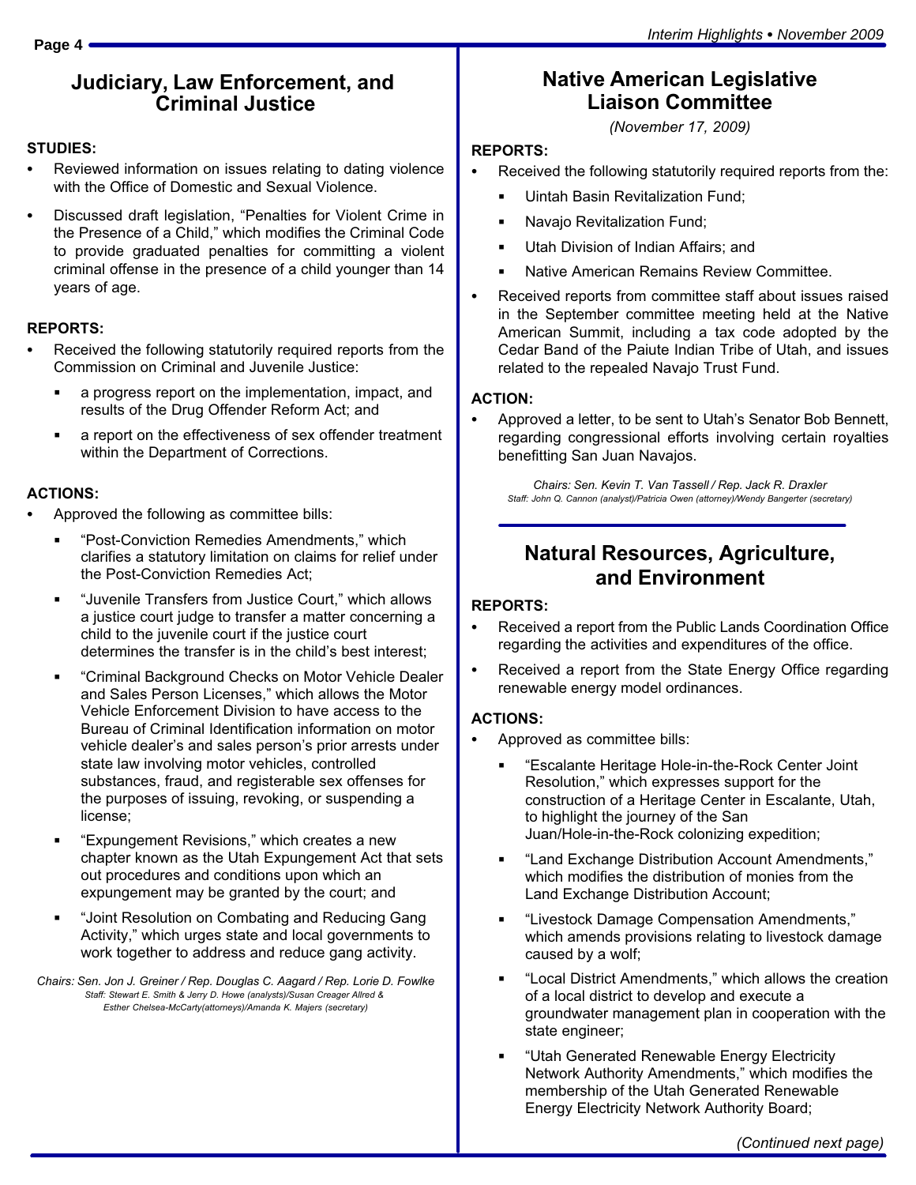## Judiciary, Law Enforcement, and Criminal Justice

**STUDIES:**

- Reviewed information on issues relating to dating violence with the Office of Domestic and Sexual Violence.
- Discussed draft legislation, "Penalties for Violent Crime in the Presence of a Child," which modifies the Criminal Code to provide graduated penalties for committing a violent criminal offense in the presence of a child younger than 14 years of age.

**REPORTS:**

- Received the following statutorily required reports from the Commission on Criminal and Juvenile Justice:
  - a progress report on the implementation, impact, and results of the Drug Offender Reform Act; and
  - a report on the effectiveness of sex offender treatment within the Department of Corrections.

**ACTIONS:**

- Approved the following as committee bills:
  - "Post-Conviction Remedies Amendments," which clarifies a statutory limitation on claims for relief under the Post-Conviction Remedies Act;
  - "Juvenile Transfers from Justice Court," which allows a justice court judge to transfer a matter concerning a child to the juvenile court if the justice court determines the transfer is in the child's best interest;
  - "Criminal Background Checks on Motor Vehicle Dealer and Sales Person Licenses," which allows the Motor Vehicle Enforcement Division to have access to the Bureau of Criminal Identification information on motor vehicle dealer's and sales person's prior arrests under state law involving motor vehicles, controlled substances, fraud, and registerable sex offenses for the purposes of issuing, revoking, or suspending a license;
  - "Expungement Revisions," which creates a new chapter known as the Utah Expungement Act that sets out procedures and conditions upon which an expungement may be granted by the court; and
  - "Joint Resolution on Combating and Reducing Gang Activity," which urges state and local governments to work together to address and reduce gang activity.

*Chairs: Sen. Jon J. Greiner / Rep. Douglas C. Aagard / Rep. Lorie D. Fowlke*
*Staff: Stewart E. Smith & Jerry D. Howe (analysts)/Susan Creager Allred & Esther Chelsea-McCarty(attorneys)/Amanda K. Majers (secretary)*

## Native American Legislative Liaison Committee

*(November 17, 2009)*

**REPORTS:**

- Received the following statutorily required reports from the:
  - Uintah Basin Revitalization Fund;
  - Navajo Revitalization Fund;
  - Utah Division of Indian Affairs; and
  - Native American Remains Review Committee.
- Received reports from committee staff about issues raised in the September committee meeting held at the Native American Summit, including a tax code adopted by the Cedar Band of the Paiute Indian Tribe of Utah, and issues related to the repealed Navajo Trust Fund.

**ACTION:**

- Approved a letter, to be sent to Utah's Senator Bob Bennett, regarding congressional efforts involving certain royalties benefitting San Juan Navajos.

*Chairs: Sen. Kevin T. Van Tassell / Rep. Jack R. Draxler*
*Staff: John Q. Cannon (analyst)/Patricia Owen (attorney)/Wendy Bangerter (secretary)*

## Natural Resources, Agriculture, and Environment

**REPORTS:**

- Received a report from the Public Lands Coordination Office regarding the activities and expenditures of the office.
- Received a report from the State Energy Office regarding renewable energy model ordinances.

**ACTIONS:**

- Approved as committee bills:
  - "Escalante Heritage Hole-in-the-Rock Center Joint Resolution," which expresses support for the construction of a Heritage Center in Escalante, Utah, to highlight the journey of the San Juan/Hole-in-the-Rock colonizing expedition;
  - "Land Exchange Distribution Account Amendments," which modifies the distribution of monies from the Land Exchange Distribution Account;
  - "Livestock Damage Compensation Amendments," which amends provisions relating to livestock damage caused by a wolf;
  - "Local District Amendments," which allows the creation of a local district to develop and execute a groundwater management plan in cooperation with the state engineer;
  - "Utah Generated Renewable Energy Electricity Network Authority Amendments," which modifies the membership of the Utah Generated Renewable Energy Electricity Network Authority Board;

*(Continued next page)*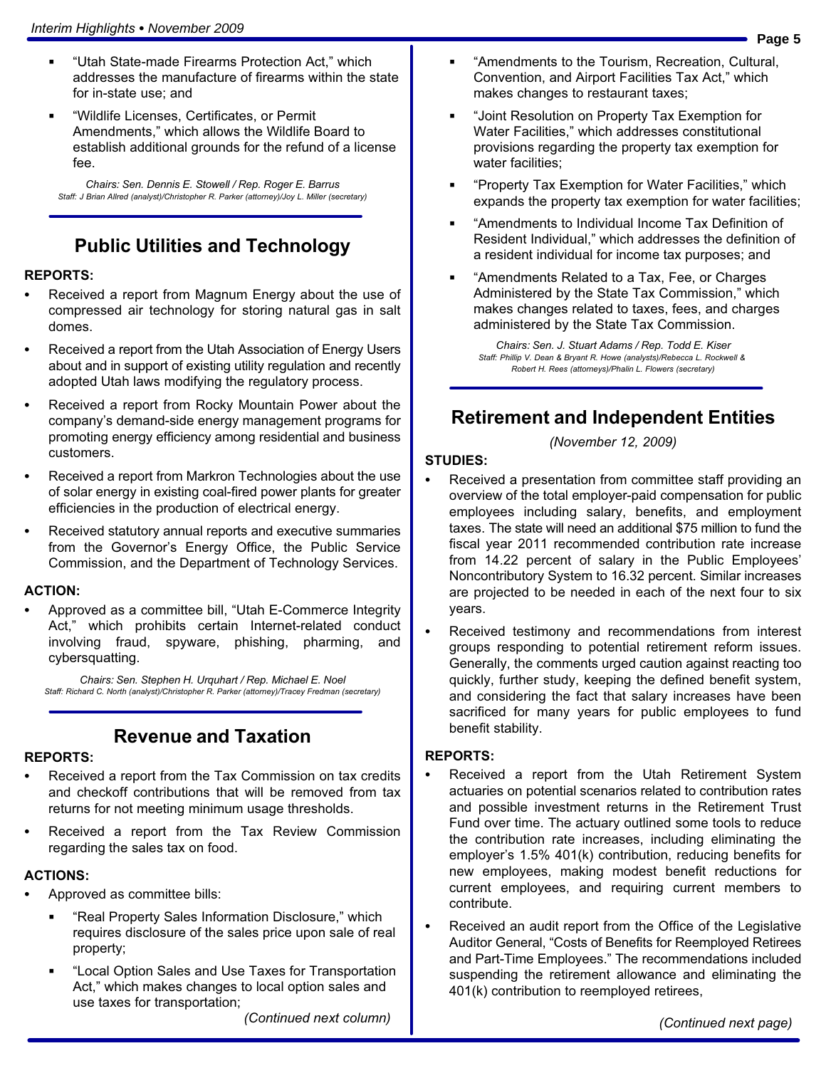- "Utah State-made Firearms Protection Act," which addresses the manufacture of firearms within the state for in-state use; and
- "Wildlife Licenses, Certificates, or Permit Amendments," which allows the Wildlife Board to establish additional grounds for the refund of a license fee.

*Chairs: Sen. Dennis E. Stowell / Rep. Roger E. Barrus*
*Staff: J Brian Allred (analyst)/Christopher R. Parker (attorney)/Joy L. Miller (secretary)*

## Public Utilities and Technology

**REPORTS:**

- Received a report from Magnum Energy about the use of compressed air technology for storing natural gas in salt domes.
- Received a report from the Utah Association of Energy Users about and in support of existing utility regulation and recently adopted Utah laws modifying the regulatory process.
- Received a report from Rocky Mountain Power about the company's demand-side energy management programs for promoting energy efficiency among residential and business customers.
- Received a report from Markron Technologies about the use of solar energy in existing coal-fired power plants for greater efficiencies in the production of electrical energy.
- Received statutory annual reports and executive summaries from the Governor's Energy Office, the Public Service Commission, and the Department of Technology Services.

**ACTION:**

- Approved as a committee bill, "Utah E-Commerce Integrity Act," which prohibits certain Internet-related conduct involving fraud, spyware, phishing, pharming, and cybersquatting.

*Chairs: Sen. Stephen H. Urquhart / Rep. Michael E. Noel*
*Staff: Richard C. North (analyst)/Christopher R. Parker (attorney)/Tracey Fredman (secretary)*

## Revenue and Taxation

**REPORTS:**

- Received a report from the Tax Commission on tax credits and checkoff contributions that will be removed from tax returns for not meeting minimum usage thresholds.
- Received a report from the Tax Review Commission regarding the sales tax on food.

**ACTIONS:**

- Approved as committee bills:
  - "Real Property Sales Information Disclosure," which requires disclosure of the sales price upon sale of real property;
  - "Local Option Sales and Use Taxes for Transportation Act," which makes changes to local option sales and use taxes for transportation;
  - "Amendments to the Tourism, Recreation, Cultural, Convention, and Airport Facilities Tax Act," which makes changes to restaurant taxes;
  - "Joint Resolution on Property Tax Exemption for Water Facilities," which addresses constitutional provisions regarding the property tax exemption for water facilities;
  - "Property Tax Exemption for Water Facilities," which expands the property tax exemption for water facilities;
  - "Amendments to Individual Income Tax Definition of Resident Individual," which addresses the definition of a resident individual for income tax purposes; and
  - "Amendments Related to a Tax, Fee, or Charges Administered by the State Tax Commission," which makes changes related to taxes, fees, and charges administered by the State Tax Commission.

*Chairs: Sen. J. Stuart Adams / Rep. Todd E. Kiser*
*Staff: Phillip V. Dean & Bryant R. Howe (analysts)/Rebecca L. Rockwell & Robert H. Rees (attorneys)/Phalin L. Flowers (secretary)*

## Retirement and Independent Entities

*(November 12, 2009)*

**STUDIES:**

- Received a presentation from committee staff providing an overview of the total employer-paid compensation for public employees including salary, benefits, and employment taxes. The state will need an additional $75 million to fund the fiscal year 2011 recommended contribution rate increase from 14.22 percent of salary in the Public Employees' Noncontributory System to 16.32 percent. Similar increases are projected to be needed in each of the next four to six years.
- Received testimony and recommendations from interest groups responding to potential retirement reform issues. Generally, the comments urged caution against reacting too quickly, further study, keeping the defined benefit system, and considering the fact that salary increases have been sacrificed for many years for public employees to fund benefit stability.

**REPORTS:**

- Received a report from the Utah Retirement System actuaries on potential scenarios related to contribution rates and possible investment returns in the Retirement Trust Fund over time. The actuary outlined some tools to reduce the contribution rate increases, including eliminating the employer's 1.5% 401(k) contribution, reducing benefits for new employees, making modest benefit reductions for current employees, and requiring current members to contribute.
- Received an audit report from the Office of the Legislative Auditor General, "Costs of Benefits for Reemployed Retirees and Part-Time Employees." The recommendations included suspending the retirement allowance and eliminating the 401(k) contribution to reemployed retirees,

*(Continued next page)*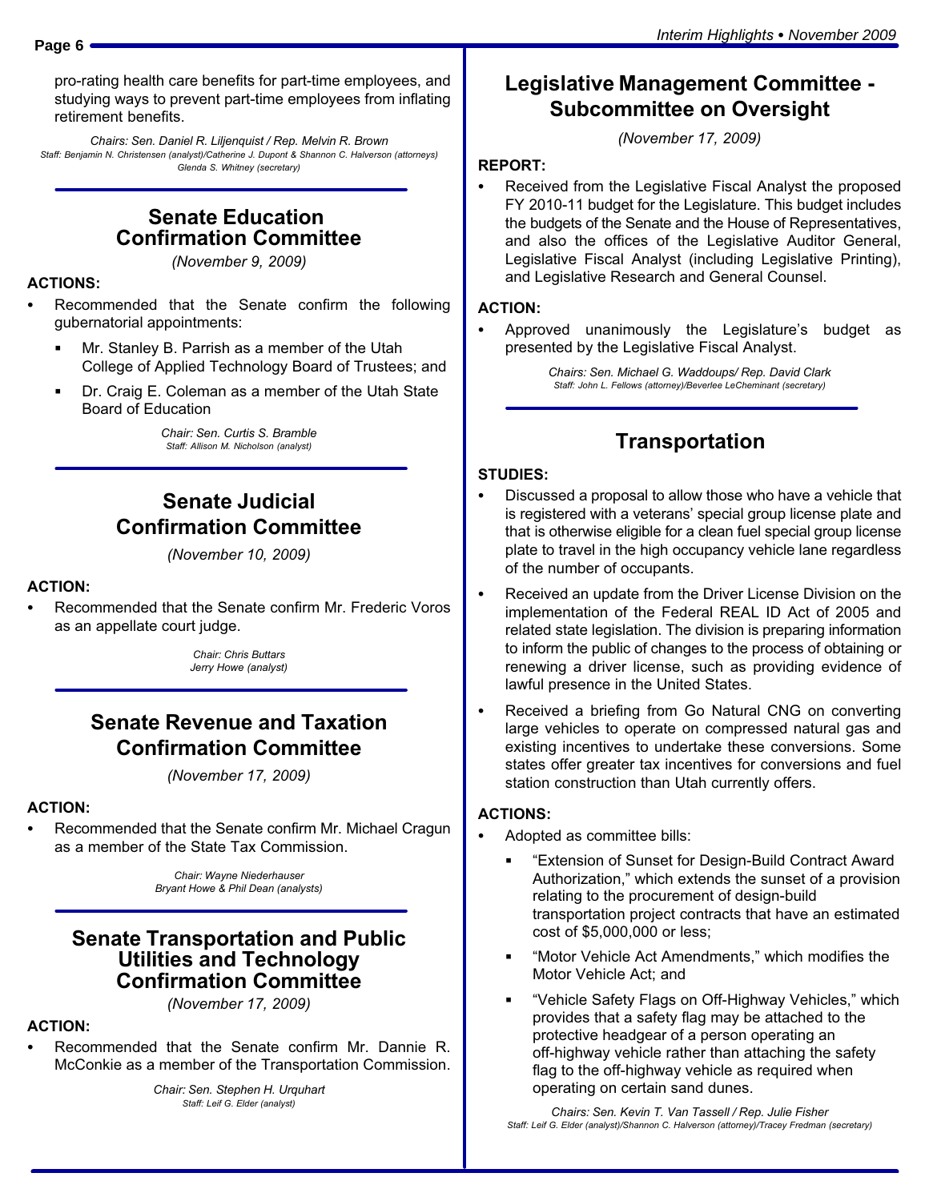pro-rating health care benefits for part-time employees, and studying ways to prevent part-time employees from inflating retirement benefits.

*Chairs: Sen. Daniel R. Liljenquist / Rep. Melvin R. Brown*
*Staff: Benjamin N. Christensen (analyst)/Catherine J. Dupont & Shannon C. Halverson (attorneys) Glenda S. Whitney (secretary)*

## Senate Education Confirmation Committee

*(November 9, 2009)*

**ACTIONS:**

- Recommended that the Senate confirm the following gubernatorial appointments:
  - Mr. Stanley B. Parrish as a member of the Utah College of Applied Technology Board of Trustees; and
  - Dr. Craig E. Coleman as a member of the Utah State Board of Education

*Chair: Sen. Curtis S. Bramble*
*Staff: Allison M. Nicholson (analyst)*

## Senate Judicial Confirmation Committee

*(November 10, 2009)*

**ACTION:**

- Recommended that the Senate confirm Mr. Frederic Voros as an appellate court judge.

*Chair: Chris Buttars*
*Jerry Howe (analyst)*

## Senate Revenue and Taxation Confirmation Committee

*(November 17, 2009)*

**ACTION:**

- Recommended that the Senate confirm Mr. Michael Cragun as a member of the State Tax Commission.

*Chair: Wayne Niederhauser*
*Bryant Howe & Phil Dean (analysts)*

## Senate Transportation and Public Utilities and Technology Confirmation Committee

*(November 17, 2009)*

**ACTION:**

- Recommended that the Senate confirm Mr. Dannie R. McConkie as a member of the Transportation Commission.

*Chair: Sen. Stephen H. Urquhart*
*Staff: Leif G. Elder (analyst)*

## Legislative Management Committee - Subcommittee on Oversight

*(November 17, 2009)*

**REPORT:**

- Received from the Legislative Fiscal Analyst the proposed FY 2010-11 budget for the Legislature. This budget includes the budgets of the Senate and the House of Representatives, and also the offices of the Legislative Auditor General, Legislative Fiscal Analyst (including Legislative Printing), and Legislative Research and General Counsel.

**ACTION:**

- Approved unanimously the Legislature's budget as presented by the Legislative Fiscal Analyst.

*Chairs: Sen. Michael G. Waddoups/ Rep. David Clark*
*Staff: John L. Fellows (attorney)/Beverlee LeCheminant (secretary)*

## Transportation

**STUDIES:**

- Discussed a proposal to allow those who have a vehicle that is registered with a veterans' special group license plate and that is otherwise eligible for a clean fuel special group license plate to travel in the high occupancy vehicle lane regardless of the number of occupants.
- Received an update from the Driver License Division on the implementation of the Federal REAL ID Act of 2005 and related state legislation. The division is preparing information to inform the public of changes to the process of obtaining or renewing a driver license, such as providing evidence of lawful presence in the United States.
- Received a briefing from Go Natural CNG on converting large vehicles to operate on compressed natural gas and existing incentives to undertake these conversions. Some states offer greater tax incentives for conversions and fuel station construction than Utah currently offers.

**ACTIONS:**

- Adopted as committee bills:
  - "Extension of Sunset for Design-Build Contract Award Authorization," which extends the sunset of a provision relating to the procurement of design-build transportation project contracts that have an estimated cost of $5,000,000 or less;
  - "Motor Vehicle Act Amendments," which modifies the Motor Vehicle Act; and
  - "Vehicle Safety Flags on Off-Highway Vehicles," which provides that a safety flag may be attached to the protective headgear of a person operating an off-highway vehicle rather than attaching the safety flag to the off-highway vehicle as required when operating on certain sand dunes.

*Chairs: Sen. Kevin T. Van Tassell / Rep. Julie Fisher*
*Staff: Leif G. Elder (analyst)/Shannon C. Halverson (attorney)/Tracey Fredman (secretary)*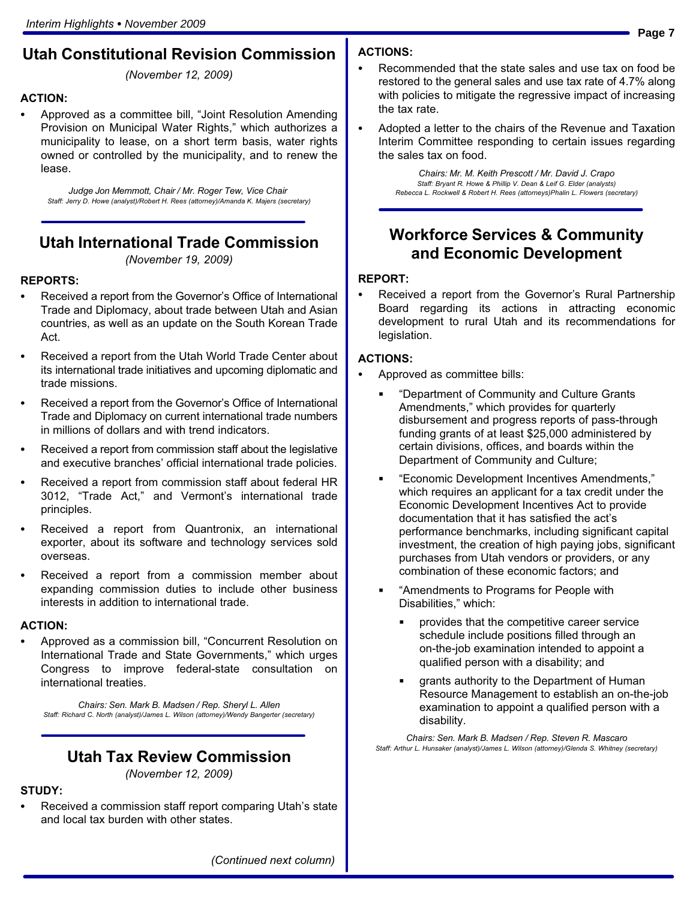## Utah Constitutional Revision Commission

*(November 12, 2009)*

**ACTION:**

- Approved as a committee bill, "Joint Resolution Amending Provision on Municipal Water Rights," which authorizes a municipality to lease, on a short term basis, water rights owned or controlled by the municipality, and to renew the lease.

*Judge Jon Memmott, Chair / Mr. Roger Tew, Vice Chair*
*Staff: Jerry D. Howe (analyst)/Robert H. Rees (attorney)/Amanda K. Majers (secretary)*

## Utah International Trade Commission

*(November 19, 2009)*

**REPORTS:**

- Received a report from the Governor's Office of International Trade and Diplomacy, about trade between Utah and Asian countries, as well as an update on the South Korean Trade Act.
- Received a report from the Utah World Trade Center about its international trade initiatives and upcoming diplomatic and trade missions.
- Received a report from the Governor's Office of International Trade and Diplomacy on current international trade numbers in millions of dollars and with trend indicators.
- Received a report from commission staff about the legislative and executive branches' official international trade policies.
- Received a report from commission staff about federal HR 3012, "Trade Act," and Vermont's international trade principles.
- Received a report from Quantronix, an international exporter, about its software and technology services sold overseas.
- Received a report from a commission member about expanding commission duties to include other business interests in addition to international trade.

**ACTION:**

- Approved as a commission bill, "Concurrent Resolution on International Trade and State Governments," which urges Congress to improve federal-state consultation on international treaties.

*Chairs: Sen. Mark B. Madsen / Rep. Sheryl L. Allen*
*Staff: Richard C. North (analyst)/James L. Wilson (attorney)/Wendy Bangerter (secretary)*

## Utah Tax Review Commission

*(November 12, 2009)*

**STUDY:**

- Received a commission staff report comparing Utah's state and local tax burden with other states.

**ACTIONS:**

- Recommended that the state sales and use tax on food be restored to the general sales and use tax rate of 4.7% along with policies to mitigate the regressive impact of increasing the tax rate.
- Adopted a letter to the chairs of the Revenue and Taxation Interim Committee responding to certain issues regarding the sales tax on food.

*Chairs: Mr. M. Keith Prescott / Mr. David J. Crapo*
*Staff: Bryant R. Howe & Phillip V. Dean & Leif G. Elder (analysts)*
*Rebecca L. Rockwell & Robert H. Rees (attorneys)Phalin L. Flowers (secretary)*

## Workforce Services & Community and Economic Development

**REPORT:**

- Received a report from the Governor's Rural Partnership Board regarding its actions in attracting economic development to rural Utah and its recommendations for legislation.

**ACTIONS:**

- Approved as committee bills:
  - "Department of Community and Culture Grants Amendments," which provides for quarterly disbursement and progress reports of pass-through funding grants of at least $25,000 administered by certain divisions, offices, and boards within the Department of Community and Culture;
  - "Economic Development Incentives Amendments," which requires an applicant for a tax credit under the Economic Development Incentives Act to provide documentation that it has satisfied the act's performance benchmarks, including significant capital investment, the creation of high paying jobs, significant purchases from Utah vendors or providers, or any combination of these economic factors; and
  - "Amendments to Programs for People with Disabilities," which:
    - provides that the competitive career service schedule include positions filled through an on-the-job examination intended to appoint a qualified person with a disability; and
    - grants authority to the Department of Human Resource Management to establish an on-the-job examination to appoint a qualified person with a disability.

*Chairs: Sen. Mark B. Madsen / Rep. Steven R. Mascaro*
*Staff: Arthur L. Hunsaker (analyst)/James L. Wilson (attorney)/Glenda S. Whitney (secretary)*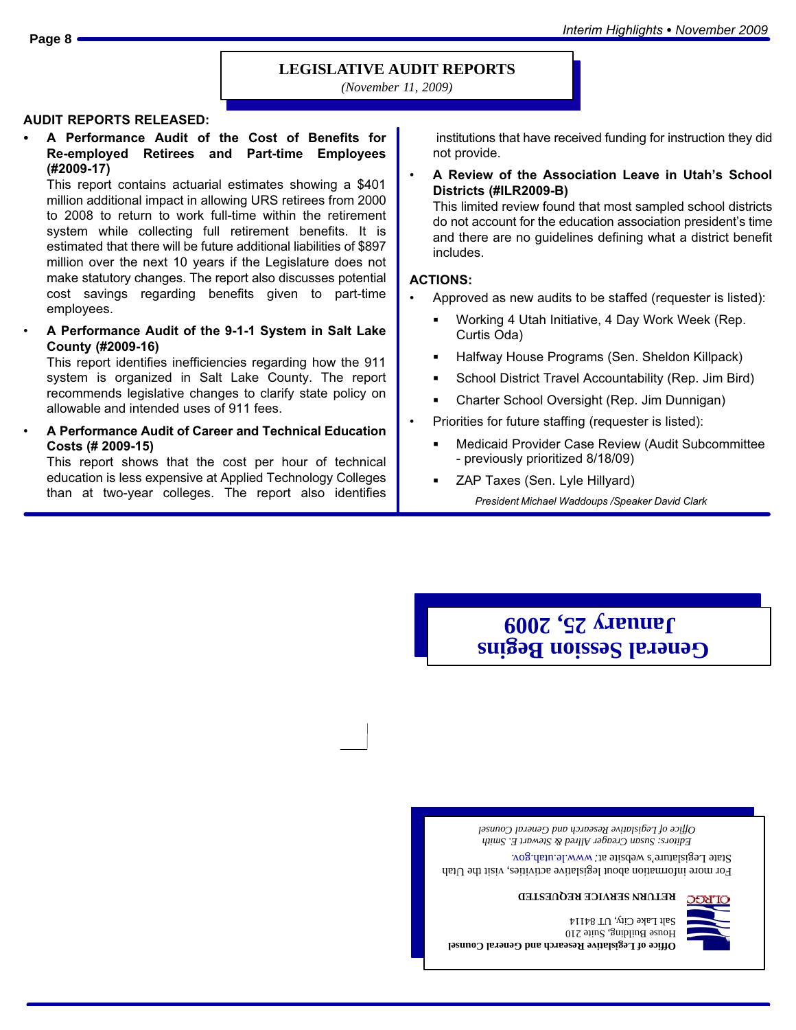## LEGISLATIVE AUDIT REPORTS

*(November 11, 2009)*

### AUDIT REPORTS RELEASED:

- **A Performance Audit of the Cost of Benefits for Re-employed Retirees and Part-time Employees (#2009-17)**
  This report contains actuarial estimates showing a $401 million additional impact in allowing URS retirees from 2000 to 2008 to return to work full-time within the retirement system while collecting full retirement benefits. It is estimated that there will be future additional liabilities of $897 million over the next 10 years if the Legislature does not make statutory changes. The report also discusses potential cost savings regarding benefits given to part-time employees.

- **A Performance Audit of the 9-1-1 System in Salt Lake County (#2009-16)**
  This report identifies inefficiencies regarding how the 911 system is organized in Salt Lake County. The report recommends legislative changes to clarify state policy on allowable and intended uses of 911 fees.

- **A Performance Audit of Career and Technical Education Costs (# 2009-15)**
  This report shows that the cost per hour of technical education is less expensive at Applied Technology Colleges than at two-year colleges. The report also identifies institutions that have received funding for instruction they did not provide.

- **A Review of the Association Leave in Utah's School Districts (#ILR2009-B)**
  This limited review found that most sampled school districts do not account for the education association president's time and there are no guidelines defining what a district benefit includes.

### ACTIONS:

- Approved as new audits to be staffed (requester is listed):
  - Working 4 Utah Initiative, 4 Day Work Week (Rep. Curtis Oda)
  - Halfway House Programs (Sen. Sheldon Killpack)
  - School District Travel Accountability (Rep. Jim Bird)
  - Charter School Oversight (Rep. Jim Dunnigan)
- Priorities for future staffing (requester is listed):
  - Medicaid Provider Case Review (Audit Subcommittee - previously prioritized 8/18/09)
  - ZAP Taxes (Sen. Lyle Hillyard)

*President Michael Waddoups /Speaker David Clark*

**General Session Begins**
**January 25, 2009**

**Office of Legislative Research and General Counsel**
House Building, Suite 210
Salt Lake City, UT 84114

OLRGC

**RETURN SERVICE REQUESTED**

For more information about legislative activities, visit the Utah State Legislature's website at: www.le.utah.gov.

*Editors: Susan Creager Allred & Stewart E. Smith*
*Office of Legislative Research and General Counsel*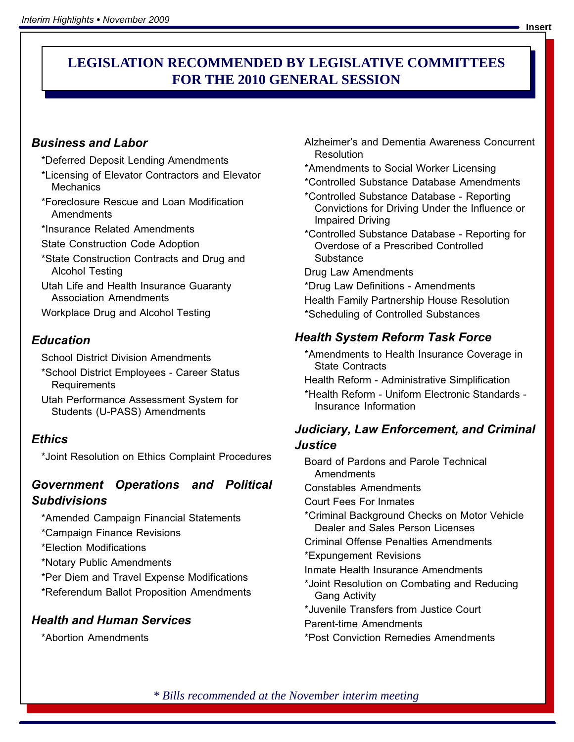# LEGISLATION RECOMMENDED BY LEGISLATIVE COMMITTEES FOR THE 2010 GENERAL SESSION

### *Business and Labor*

*Deferred Deposit Lending Amendments

*Licensing of Elevator Contractors and Elevator Mechanics

*Foreclosure Rescue and Loan Modification Amendments

*Insurance Related Amendments

State Construction Code Adoption

*State Construction Contracts and Drug and Alcohol Testing

Utah Life and Health Insurance Guaranty Association Amendments

Workplace Drug and Alcohol Testing

### *Education*

School District Division Amendments

*School District Employees - Career Status Requirements

Utah Performance Assessment System for Students (U-PASS) Amendments

### *Ethics*

*Joint Resolution on Ethics Complaint Procedures

### *Government Operations and Political Subdivisions*

*Amended Campaign Financial Statements

*Campaign Finance Revisions

*Election Modifications

*Notary Public Amendments

*Per Diem and Travel Expense Modifications

*Referendum Ballot Proposition Amendments

### *Health and Human Services*

*Abortion Amendments

Alzheimer's and Dementia Awareness Concurrent Resolution

*Amendments to Social Worker Licensing

*Controlled Substance Database Amendments

*Controlled Substance Database - Reporting Convictions for Driving Under the Influence or Impaired Driving

*Controlled Substance Database - Reporting for Overdose of a Prescribed Controlled Substance

Drug Law Amendments

*Drug Law Definitions - Amendments

Health Family Partnership House Resolution

*Scheduling of Controlled Substances

### *Health System Reform Task Force*

*Amendments to Health Insurance Coverage in State Contracts

Health Reform - Administrative Simplification

*Health Reform - Uniform Electronic Standards - Insurance Information

### *Judiciary, Law Enforcement, and Criminal Justice*

Board of Pardons and Parole Technical Amendments

Constables Amendments

Court Fees For Inmates

*Criminal Background Checks on Motor Vehicle Dealer and Sales Person Licenses

Criminal Offense Penalties Amendments

*Expungement Revisions

Inmate Health Insurance Amendments

*Joint Resolution on Combating and Reducing Gang Activity

*Juvenile Transfers from Justice Court

Parent-time Amendments

*Post Conviction Remedies Amendments

*\* Bills recommended at the November interim meeting*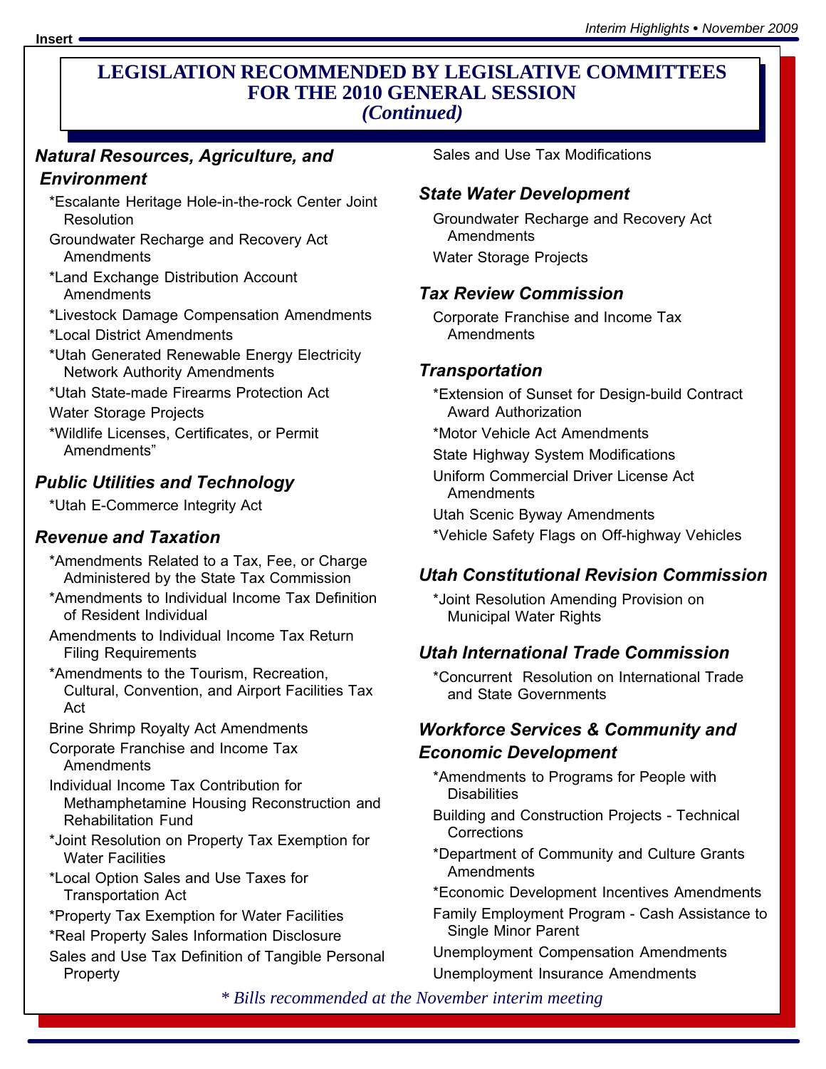# LEGISLATION RECOMMENDED BY LEGISLATIVE COMMITTEES FOR THE 2010 GENERAL SESSION *(Continued)*

### *Natural Resources, Agriculture, and Environment*

- *Escalante Heritage Hole-in-the-rock Center Joint Resolution
- Groundwater Recharge and Recovery Act Amendments
- *Land Exchange Distribution Account Amendments
- *Livestock Damage Compensation Amendments
- *Local District Amendments
- *Utah Generated Renewable Energy Electricity Network Authority Amendments
- *Utah State-made Firearms Protection Act
- Water Storage Projects
- *Wildlife Licenses, Certificates, or Permit Amendments"

### *Public Utilities and Technology*

- *Utah E-Commerce Integrity Act

### *Revenue and Taxation*

- *Amendments Related to a Tax, Fee, or Charge Administered by the State Tax Commission
- *Amendments to Individual Income Tax Definition of Resident Individual
- Amendments to Individual Income Tax Return Filing Requirements
- *Amendments to the Tourism, Recreation, Cultural, Convention, and Airport Facilities Tax Act
- Brine Shrimp Royalty Act Amendments
- Corporate Franchise and Income Tax Amendments
- Individual Income Tax Contribution for Methamphetamine Housing Reconstruction and Rehabilitation Fund
- *Joint Resolution on Property Tax Exemption for Water Facilities
- *Local Option Sales and Use Taxes for Transportation Act
- *Property Tax Exemption for Water Facilities
- *Real Property Sales Information Disclosure
- Sales and Use Tax Definition of Tangible Personal Property
- Sales and Use Tax Modifications

### *State Water Development*

- Groundwater Recharge and Recovery Act Amendments
- Water Storage Projects

### *Tax Review Commission*

- Corporate Franchise and Income Tax Amendments

### *Transportation*

- *Extension of Sunset for Design-build Contract Award Authorization
- *Motor Vehicle Act Amendments
- State Highway System Modifications
- Uniform Commercial Driver License Act Amendments
- Utah Scenic Byway Amendments
- *Vehicle Safety Flags on Off-highway Vehicles

### *Utah Constitutional Revision Commission*

- *Joint Resolution Amending Provision on Municipal Water Rights

### *Utah International Trade Commission*

- *Concurrent Resolution on International Trade and State Governments

### *Workforce Services & Community and Economic Development*

- *Amendments to Programs for People with Disabilities
- Building and Construction Projects - Technical Corrections
- *Department of Community and Culture Grants Amendments
- *Economic Development Incentives Amendments
- Family Employment Program - Cash Assistance to Single Minor Parent
- Unemployment Compensation Amendments
- Unemployment Insurance Amendments

*\* Bills recommended at the November interim meeting*